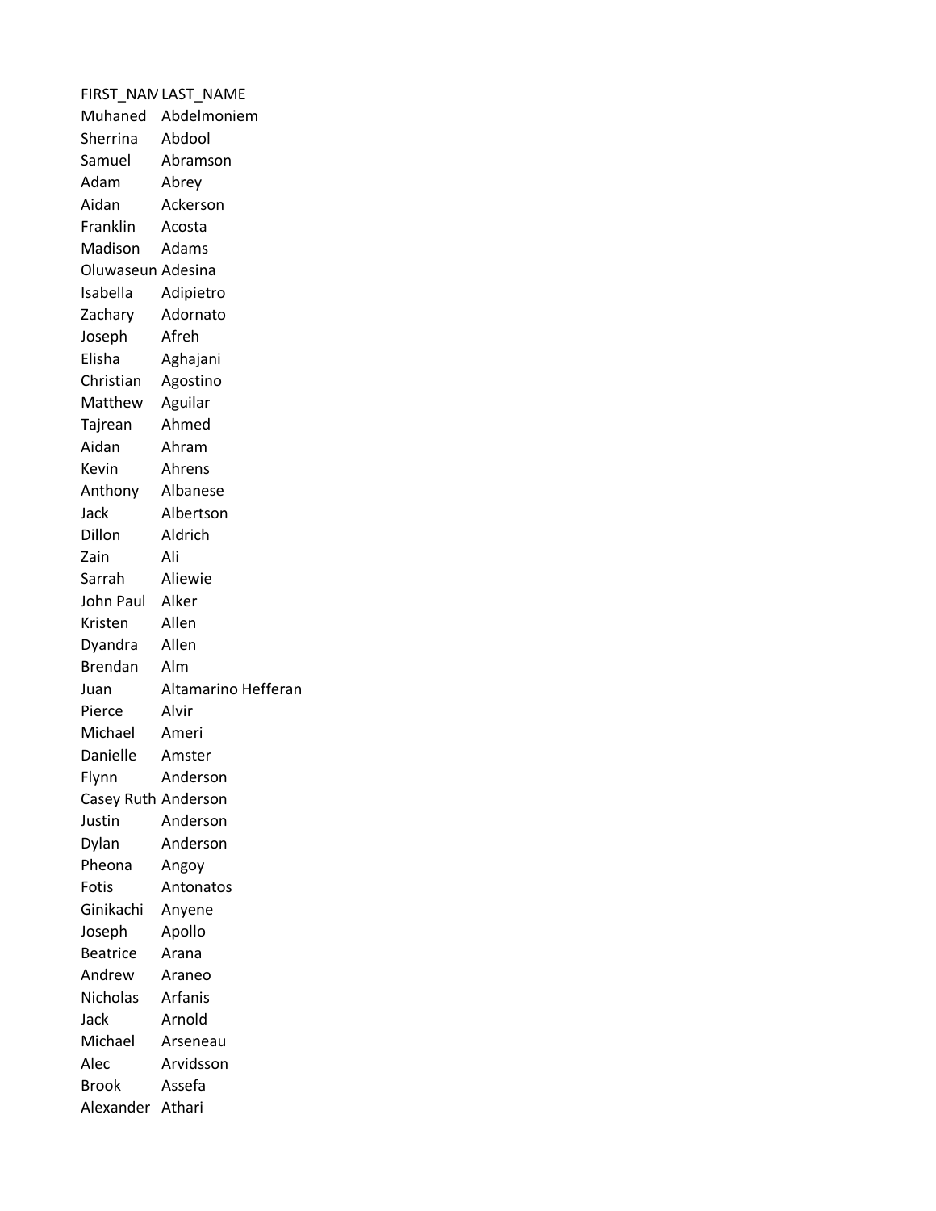| FIRST_NAM | LAST_NAME |
|---|---|
| Muhaned | Abdelmoniem |
| Sherrina | Abdool |
| Samuel | Abramson |
| Adam | Abrey |
| Aidan | Ackerson |
| Franklin | Acosta |
| Madison | Adams |
| Oluwaseun | Adesina |
| Isabella | Adipietro |
| Zachary | Adornato |
| Joseph | Afreh |
| Elisha | Aghajani |
| Christian | Agostino |
| Matthew | Aguilar |
| Tajrean | Ahmed |
| Aidan | Ahram |
| Kevin | Ahrens |
| Anthony | Albanese |
| Jack | Albertson |
| Dillon | Aldrich |
| Zain | Ali |
| Sarrah | Aliewie |
| John Paul | Alker |
| Kristen | Allen |
| Dyandra | Allen |
| Brendan | Alm |
| Juan | Altamarino Hefferan |
| Pierce | Alvir |
| Michael | Ameri |
| Danielle | Amster |
| Flynn | Anderson |
| Casey Ruth | Anderson |
| Justin | Anderson |
| Dylan | Anderson |
| Pheona | Angoy |
| Fotis | Antonatos |
| Ginikachi | Anyene |
| Joseph | Apollo |
| Beatrice | Arana |
| Andrew | Araneo |
| Nicholas | Arfanis |
| Jack | Arnold |
| Michael | Arseneau |
| Alec | Arvidsson |
| Brook | Assefa |
| Alexander | Athari |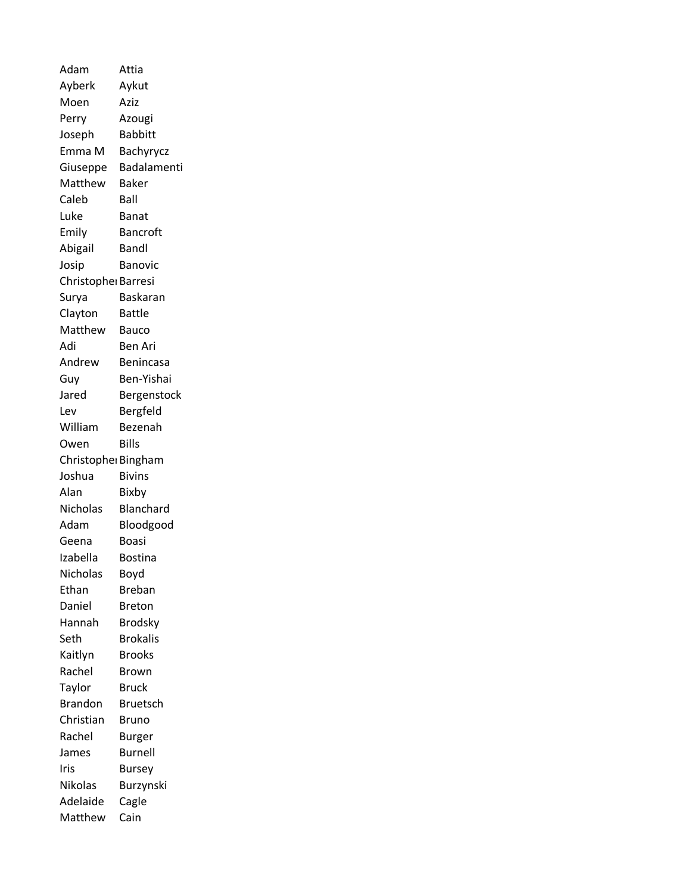| | |
|---|---|
| Adam | Attia |
| Ayberk | Aykut |
| Moen | Aziz |
| Perry | Azougi |
| Joseph | Babbitt |
| Emma M | Bachyrycz |
| Giuseppe | Badalamenti |
| Matthew | Baker |
| Caleb | Ball |
| Luke | Banat |
| Emily | Bancroft |
| Abigail | Bandl |
| Josip | Banovic |
| Christopher | Barresi |
| Surya | Baskaran |
| Clayton | Battle |
| Matthew | Bauco |
| Adi | Ben Ari |
| Andrew | Benincasa |
| Guy | Ben-Yishai |
| Jared | Bergenstock |
| Lev | Bergfeld |
| William | Bezenah |
| Owen | Bills |
| Christopher | Bingham |
| Joshua | Bivins |
| Alan | Bixby |
| Nicholas | Blanchard |
| Adam | Bloodgood |
| Geena | Boasi |
| Izabella | Bostina |
| Nicholas | Boyd |
| Ethan | Breban |
| Daniel | Breton |
| Hannah | Brodsky |
| Seth | Brokalis |
| Kaitlyn | Brooks |
| Rachel | Brown |
| Taylor | Bruck |
| Brandon | Bruetsch |
| Christian | Bruno |
| Rachel | Burger |
| James | Burnell |
| Iris | Bursey |
| Nikolas | Burzynski |
| Adelaide | Cagle |
| Matthew | Cain |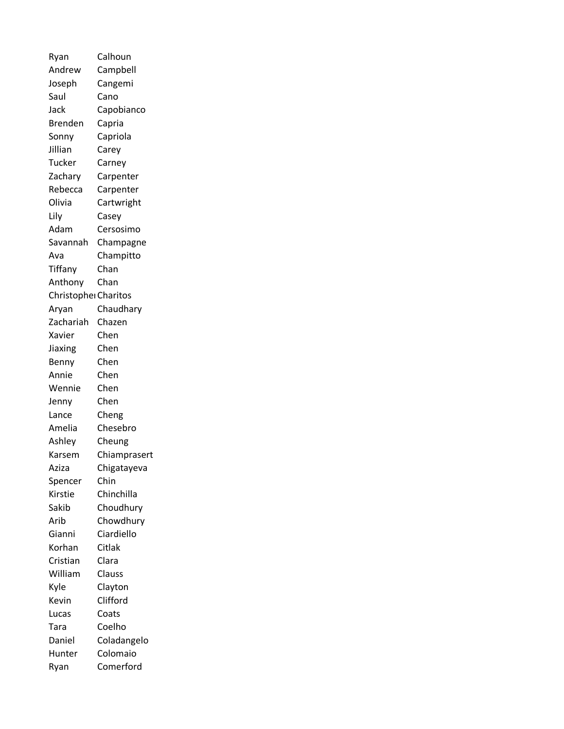| | |
|---|---|
| Ryan | Calhoun |
| Andrew | Campbell |
| Joseph | Cangemi |
| Saul | Cano |
| Jack | Capobianco |
| Brenden | Capria |
| Sonny | Capriola |
| Jillian | Carey |
| Tucker | Carney |
| Zachary | Carpenter |
| Rebecca | Carpenter |
| Olivia | Cartwright |
| Lily | Casey |
| Adam | Cersosimo |
| Savannah | Champagne |
| Ava | Champitto |
| Tiffany | Chan |
| Anthony | Chan |
| Christopher | Charitos |
| Aryan | Chaudhary |
| Zachariah | Chazen |
| Xavier | Chen |
| Jiaxing | Chen |
| Benny | Chen |
| Annie | Chen |
| Wennie | Chen |
| Jenny | Chen |
| Lance | Cheng |
| Amelia | Chesebro |
| Ashley | Cheung |
| Karsem | Chiamprasert |
| Aziza | Chigatayeva |
| Spencer | Chin |
| Kirstie | Chinchilla |
| Sakib | Choudhury |
| Arib | Chowdhury |
| Gianni | Ciardiello |
| Korhan | Citlak |
| Cristian | Clara |
| William | Clauss |
| Kyle | Clayton |
| Kevin | Clifford |
| Lucas | Coats |
| Tara | Coelho |
| Daniel | Coladangelo |
| Hunter | Colomaio |
| Ryan | Comerford |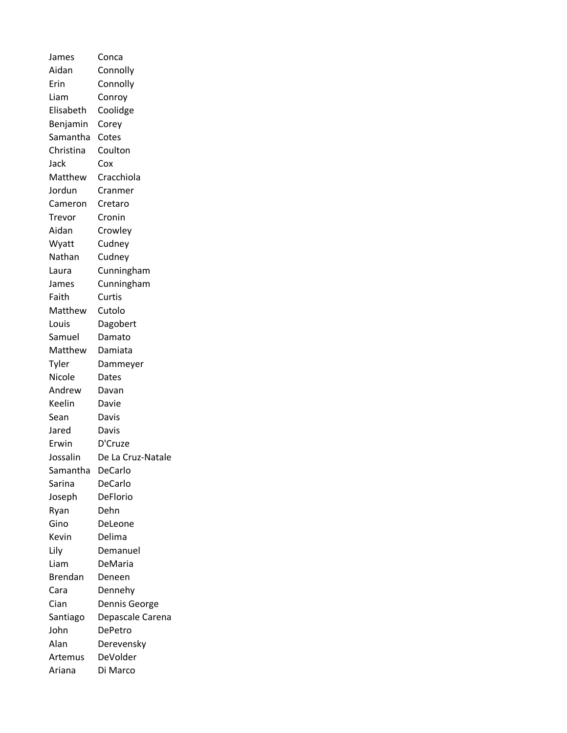| | |
|---|---|
| James | Conca |
| Aidan | Connolly |
| Erin | Connolly |
| Liam | Conroy |
| Elisabeth | Coolidge |
| Benjamin | Corey |
| Samantha | Cotes |
| Christina | Coulton |
| Jack | Cox |
| Matthew | Cracchiola |
| Jordun | Cranmer |
| Cameron | Cretaro |
| Trevor | Cronin |
| Aidan | Crowley |
| Wyatt | Cudney |
| Nathan | Cudney |
| Laura | Cunningham |
| James | Cunningham |
| Faith | Curtis |
| Matthew | Cutolo |
| Louis | Dagobert |
| Samuel | Damato |
| Matthew | Damiata |
| Tyler | Dammeyer |
| Nicole | Dates |
| Andrew | Davan |
| Keelin | Davie |
| Sean | Davis |
| Jared | Davis |
| Erwin | D'Cruze |
| Jossalin | De La Cruz-Natale |
| Samantha | DeCarlo |
| Sarina | DeCarlo |
| Joseph | DeFlorio |
| Ryan | Dehn |
| Gino | DeLeone |
| Kevin | Delima |
| Lily | Demanuel |
| Liam | DeMaria |
| Brendan | Deneen |
| Cara | Dennehy |
| Cian | Dennis George |
| Santiago | Depascale Carena |
| John | DePetro |
| Alan | Derevensky |
| Artemus | DeVolder |
| Ariana | Di Marco |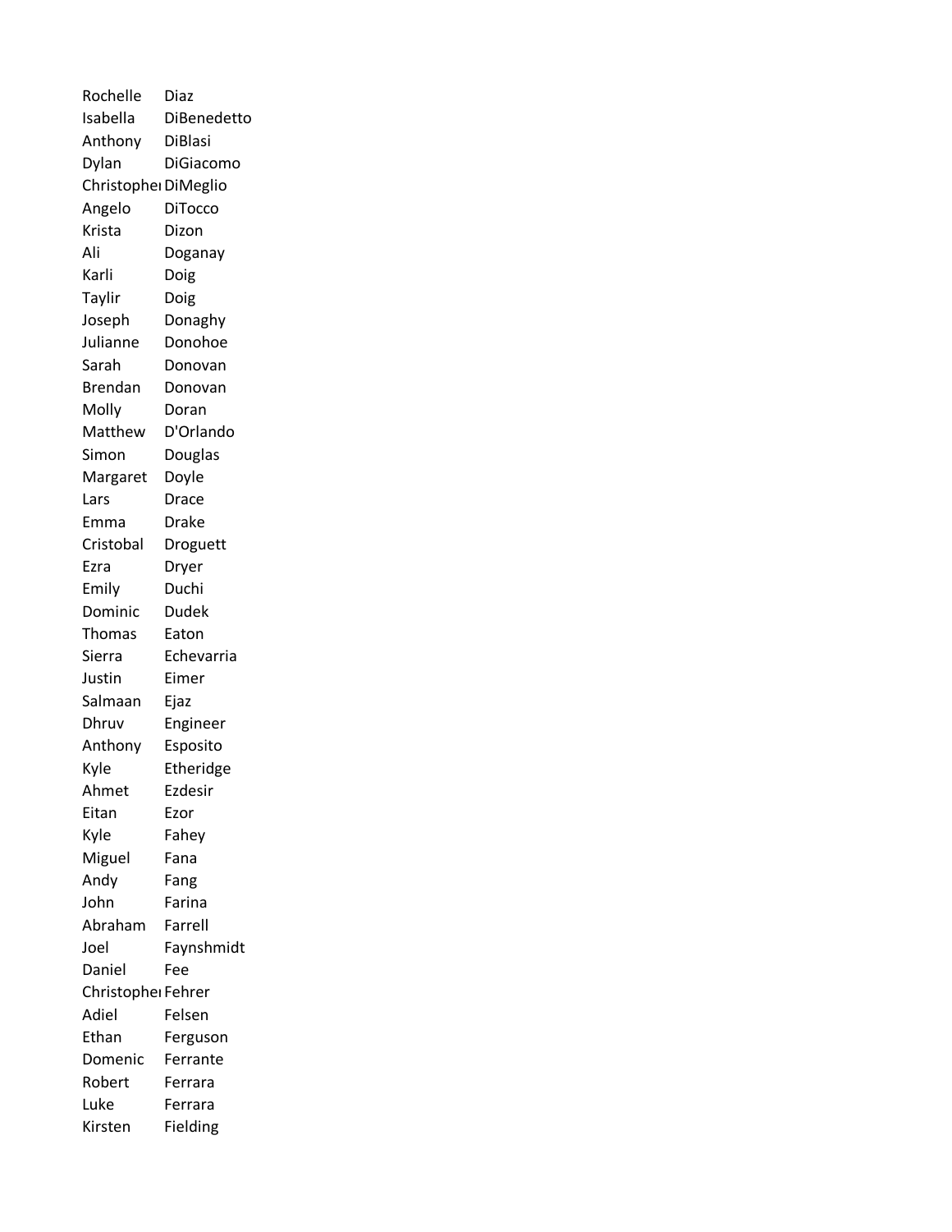| | |
|---|---|
| Rochelle | Diaz |
| Isabella | DiBenedetto |
| Anthony | DiBlasi |
| Dylan | DiGiacomo |
| Christopher | DiMeglio |
| Angelo | DiTocco |
| Krista | Dizon |
| Ali | Doganay |
| Karli | Doig |
| Taylir | Doig |
| Joseph | Donaghy |
| Julianne | Donohoe |
| Sarah | Donovan |
| Brendan | Donovan |
| Molly | Doran |
| Matthew | D'Orlando |
| Simon | Douglas |
| Margaret | Doyle |
| Lars | Drace |
| Emma | Drake |
| Cristobal | Droguett |
| Ezra | Dryer |
| Emily | Duchi |
| Dominic | Dudek |
| Thomas | Eaton |
| Sierra | Echevarria |
| Justin | Eimer |
| Salmaan | Ejaz |
| Dhruv | Engineer |
| Anthony | Esposito |
| Kyle | Etheridge |
| Ahmet | Ezdesir |
| Eitan | Ezor |
| Kyle | Fahey |
| Miguel | Fana |
| Andy | Fang |
| John | Farina |
| Abraham | Farrell |
| Joel | Faynshmidt |
| Daniel | Fee |
| Christopher | Fehrer |
| Adiel | Felsen |
| Ethan | Ferguson |
| Domenic | Ferrante |
| Robert | Ferrara |
| Luke | Ferrara |
| Kirsten | Fielding |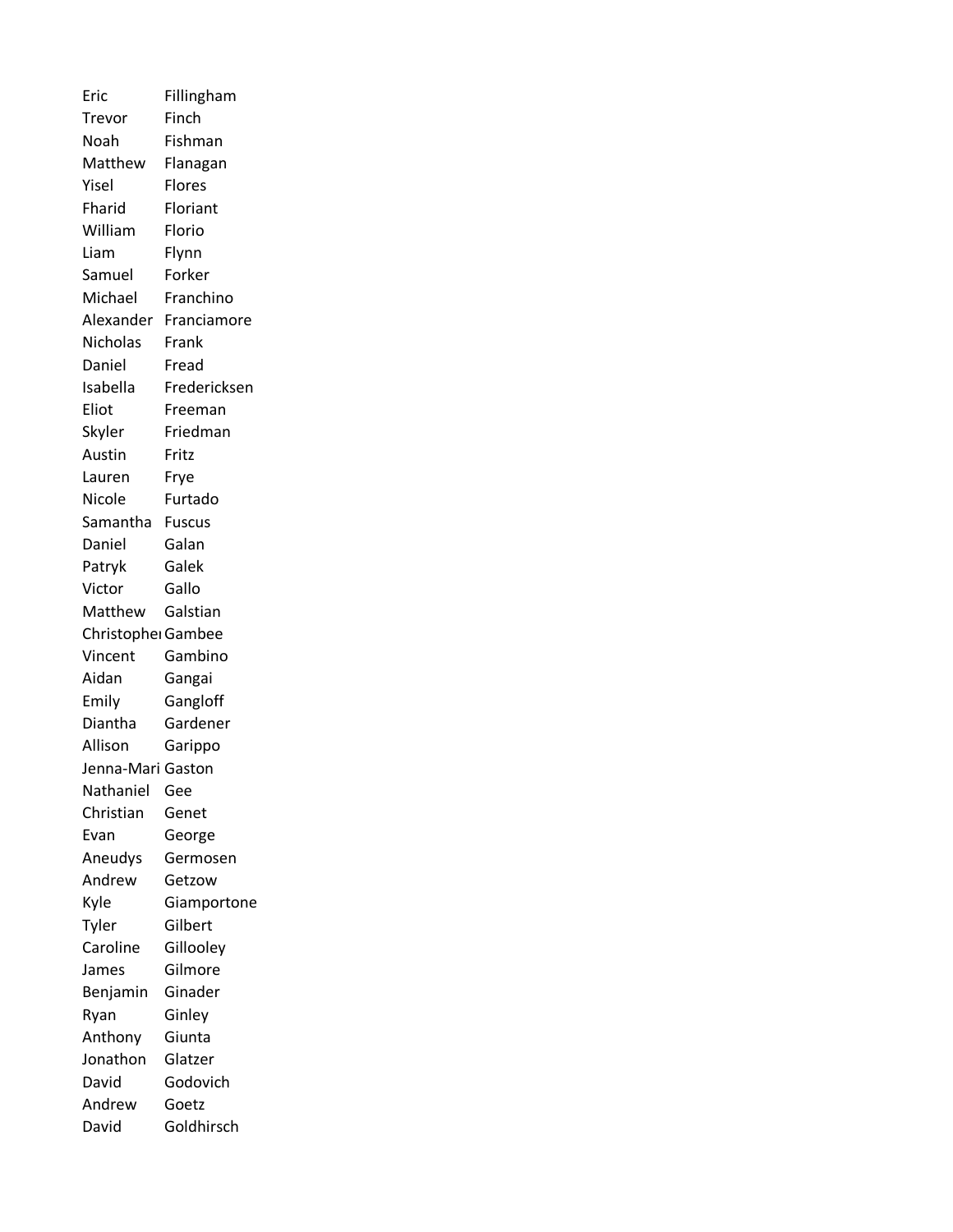| | |
|---|---|
| Eric | Fillingham |
| Trevor | Finch |
| Noah | Fishman |
| Matthew | Flanagan |
| Yisel | Flores |
| Fharid | Floriant |
| William | Florio |
| Liam | Flynn |
| Samuel | Forker |
| Michael | Franchino |
| Alexander | Franciamore |
| Nicholas | Frank |
| Daniel | Fread |
| Isabella | Fredericksen |
| Eliot | Freeman |
| Skyler | Friedman |
| Austin | Fritz |
| Lauren | Frye |
| Nicole | Furtado |
| Samantha | Fuscus |
| Daniel | Galan |
| Patryk | Galek |
| Victor | Gallo |
| Matthew | Galstian |
| Christopher | Gambee |
| Vincent | Gambino |
| Aidan | Gangai |
| Emily | Gangloff |
| Diantha | Gardener |
| Allison | Garippo |
| Jenna-Mari | Gaston |
| Nathaniel | Gee |
| Christian | Genet |
| Evan | George |
| Aneudys | Germosen |
| Andrew | Getzow |
| Kyle | Giamportone |
| Tyler | Gilbert |
| Caroline | Gillooley |
| James | Gilmore |
| Benjamin | Ginader |
| Ryan | Ginley |
| Anthony | Giunta |
| Jonathon | Glatzer |
| David | Godovich |
| Andrew | Goetz |
| David | Goldhirsch |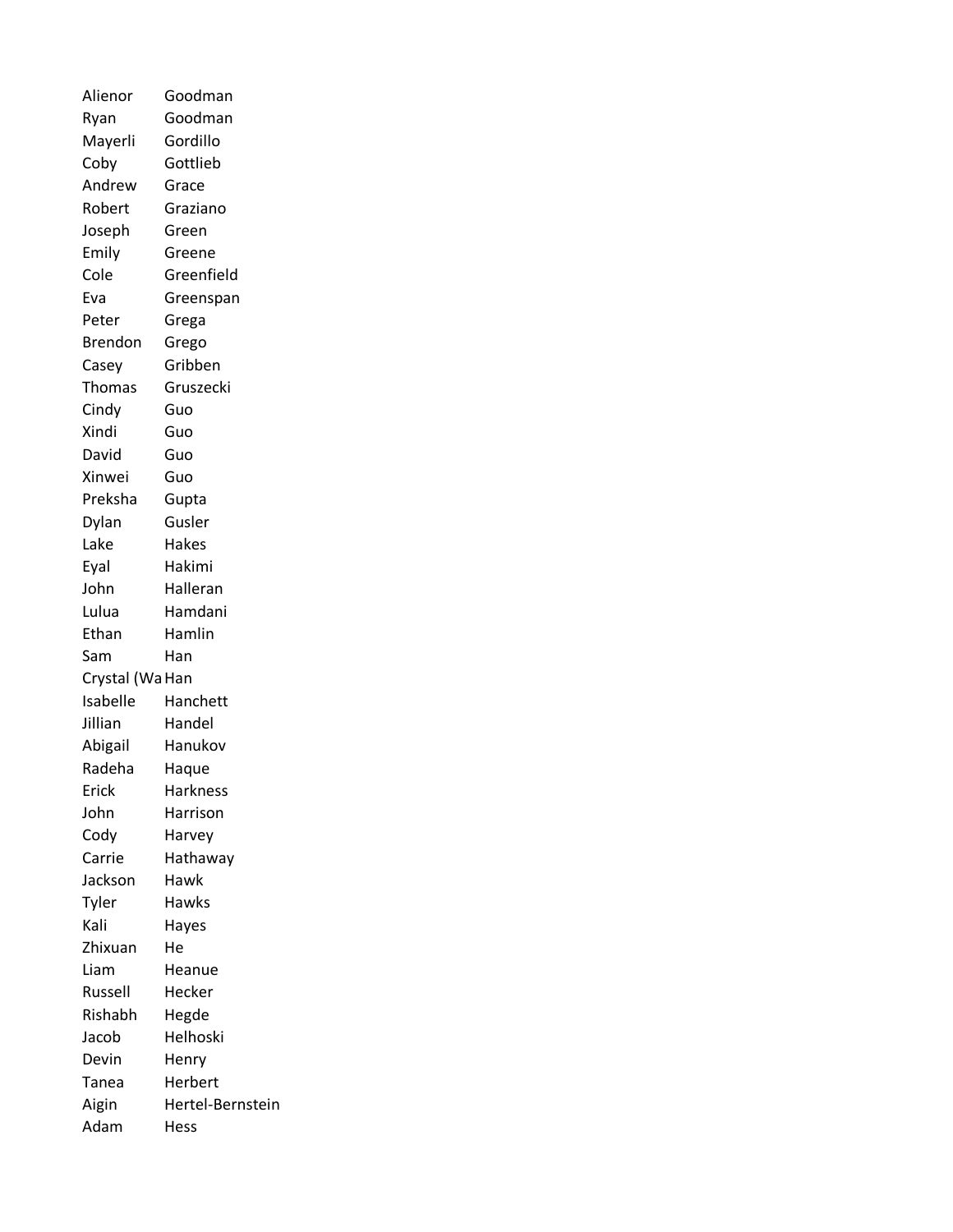| | |
|---|---|
| Alienor | Goodman |
| Ryan | Goodman |
| Mayerli | Gordillo |
| Coby | Gottlieb |
| Andrew | Grace |
| Robert | Graziano |
| Joseph | Green |
| Emily | Greene |
| Cole | Greenfield |
| Eva | Greenspan |
| Peter | Grega |
| Brendon | Grego |
| Casey | Gribben |
| Thomas | Gruszecki |
| Cindy | Guo |
| Xindi | Guo |
| David | Guo |
| Xinwei | Guo |
| Preksha | Gupta |
| Dylan | Gusler |
| Lake | Hakes |
| Eyal | Hakimi |
| John | Halleran |
| Lulua | Hamdani |
| Ethan | Hamlin |
| Sam | Han |
| Crystal (Wa | Han |
| Isabelle | Hanchett |
| Jillian | Handel |
| Abigail | Hanukov |
| Radeha | Haque |
| Erick | Harkness |
| John | Harrison |
| Cody | Harvey |
| Carrie | Hathaway |
| Jackson | Hawk |
| Tyler | Hawks |
| Kali | Hayes |
| Zhixuan | He |
| Liam | Heanue |
| Russell | Hecker |
| Rishabh | Hegde |
| Jacob | Helhoski |
| Devin | Henry |
| Tanea | Herbert |
| Aigin | Hertel-Bernstein |
| Adam | Hess |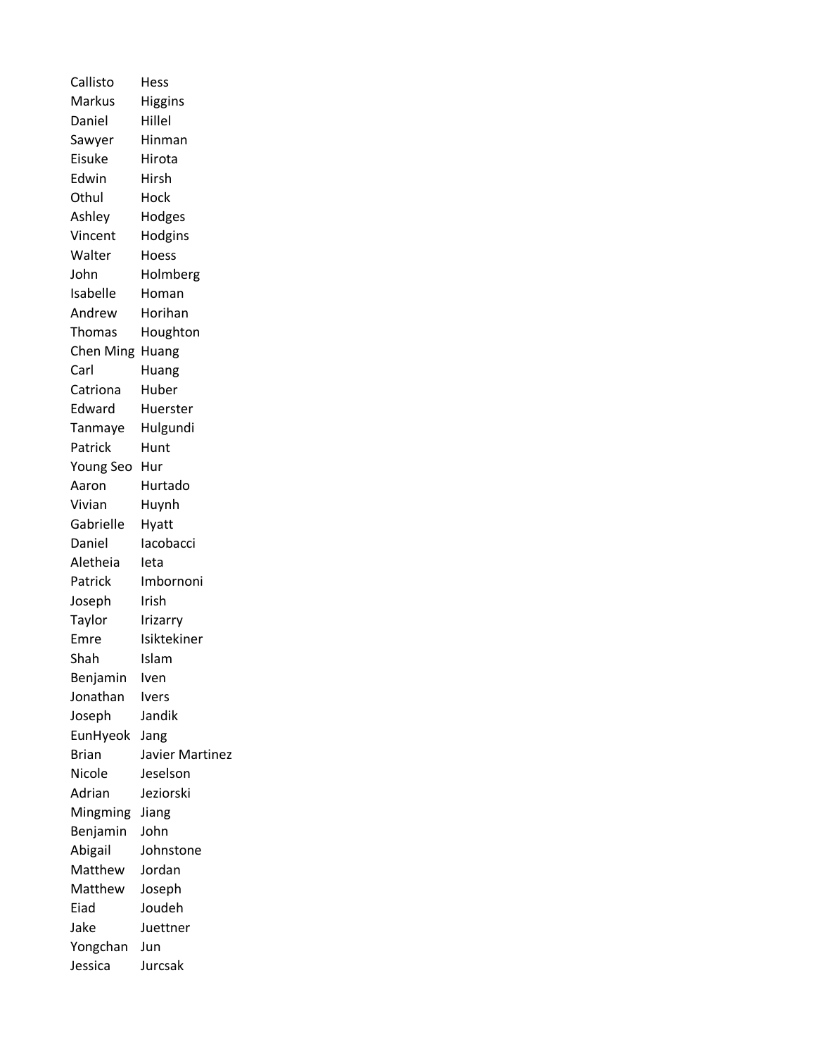| | |
|---|---|
| Callisto | Hess |
| Markus | Higgins |
| Daniel | Hillel |
| Sawyer | Hinman |
| Eisuke | Hirota |
| Edwin | Hirsh |
| Othul | Hock |
| Ashley | Hodges |
| Vincent | Hodgins |
| Walter | Hoess |
| John | Holmberg |
| Isabelle | Homan |
| Andrew | Horihan |
| Thomas | Houghton |
| Chen Ming | Huang |
| Carl | Huang |
| Catriona | Huber |
| Edward | Huerster |
| Tanmaye | Hulgundi |
| Patrick | Hunt |
| Young Seo | Hur |
| Aaron | Hurtado |
| Vivian | Huynh |
| Gabrielle | Hyatt |
| Daniel | Iacobacci |
| Aletheia | Ieta |
| Patrick | Imbornoni |
| Joseph | Irish |
| Taylor | Irizarry |
| Emre | Isiktekiner |
| Shah | Islam |
| Benjamin | Iven |
| Jonathan | Ivers |
| Joseph | Jandik |
| EunHyeok | Jang |
| Brian | Javier Martinez |
| Nicole | Jeselson |
| Adrian | Jeziorski |
| Mingming | Jiang |
| Benjamin | John |
| Abigail | Johnstone |
| Matthew | Jordan |
| Matthew | Joseph |
| Eiad | Joudeh |
| Jake | Juettner |
| Yongchan | Jun |
| Jessica | Jurcsak |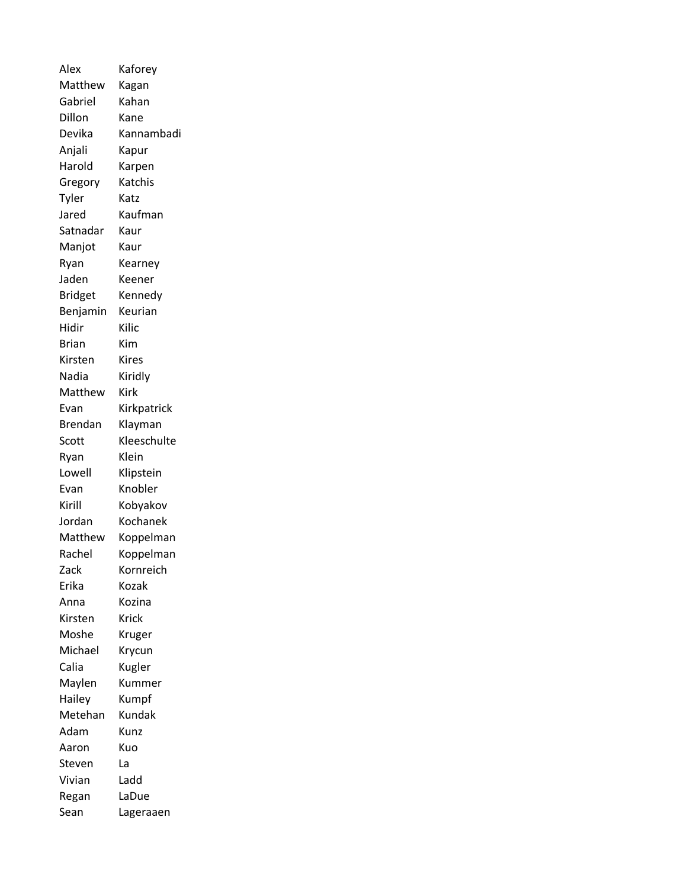| | |
|---|---|
| Alex | Kaforey |
| Matthew | Kagan |
| Gabriel | Kahan |
| Dillon | Kane |
| Devika | Kannambadi |
| Anjali | Kapur |
| Harold | Karpen |
| Gregory | Katchis |
| Tyler | Katz |
| Jared | Kaufman |
| Satnadar | Kaur |
| Manjot | Kaur |
| Ryan | Kearney |
| Jaden | Keener |
| Bridget | Kennedy |
| Benjamin | Keurian |
| Hidir | Kilic |
| Brian | Kim |
| Kirsten | Kires |
| Nadia | Kiridly |
| Matthew | Kirk |
| Evan | Kirkpatrick |
| Brendan | Klayman |
| Scott | Kleeschulte |
| Ryan | Klein |
| Lowell | Klipstein |
| Evan | Knobler |
| Kirill | Kobyakov |
| Jordan | Kochanek |
| Matthew | Koppelman |
| Rachel | Koppelman |
| Zack | Kornreich |
| Erika | Kozak |
| Anna | Kozina |
| Kirsten | Krick |
| Moshe | Kruger |
| Michael | Krycun |
| Calia | Kugler |
| Maylen | Kummer |
| Hailey | Kumpf |
| Metehan | Kundak |
| Adam | Kunz |
| Aaron | Kuo |
| Steven | La |
| Vivian | Ladd |
| Regan | LaDue |
| Sean | Lageraaen |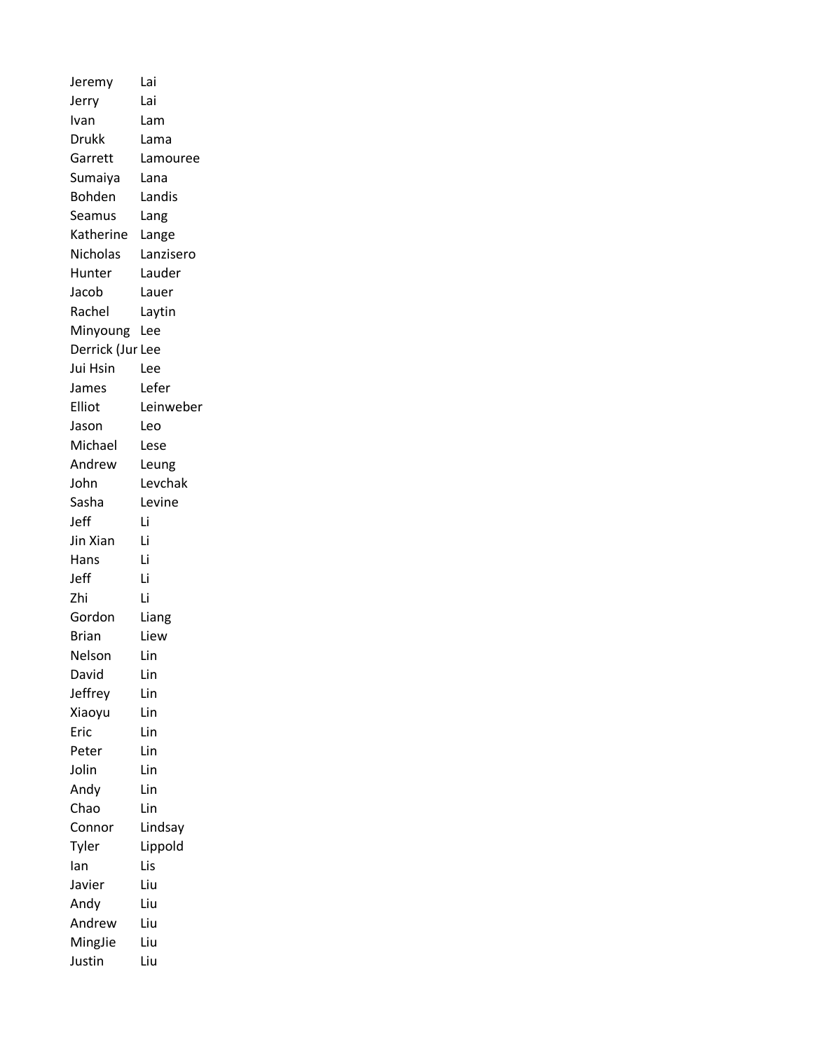| | |
|---|---|
| Jeremy | Lai |
| Jerry | Lai |
| Ivan | Lam |
| Drukk | Lama |
| Garrett | Lamouree |
| Sumaiya | Lana |
| Bohden | Landis |
| Seamus | Lang |
| Katherine | Lange |
| Nicholas | Lanzisero |
| Hunter | Lauder |
| Jacob | Lauer |
| Rachel | Laytin |
| Minyoung | Lee |
| Derrick (Jur | Lee |
| Jui Hsin | Lee |
| James | Lefer |
| Elliot | Leinweber |
| Jason | Leo |
| Michael | Lese |
| Andrew | Leung |
| John | Levchak |
| Sasha | Levine |
| Jeff | Li |
| Jin Xian | Li |
| Hans | Li |
| Jeff | Li |
| Zhi | Li |
| Gordon | Liang |
| Brian | Liew |
| Nelson | Lin |
| David | Lin |
| Jeffrey | Lin |
| Xiaoyu | Lin |
| Eric | Lin |
| Peter | Lin |
| Jolin | Lin |
| Andy | Lin |
| Chao | Lin |
| Connor | Lindsay |
| Tyler | Lippold |
| Ian | Lis |
| Javier | Liu |
| Andy | Liu |
| Andrew | Liu |
| MingJie | Liu |
| Justin | Liu |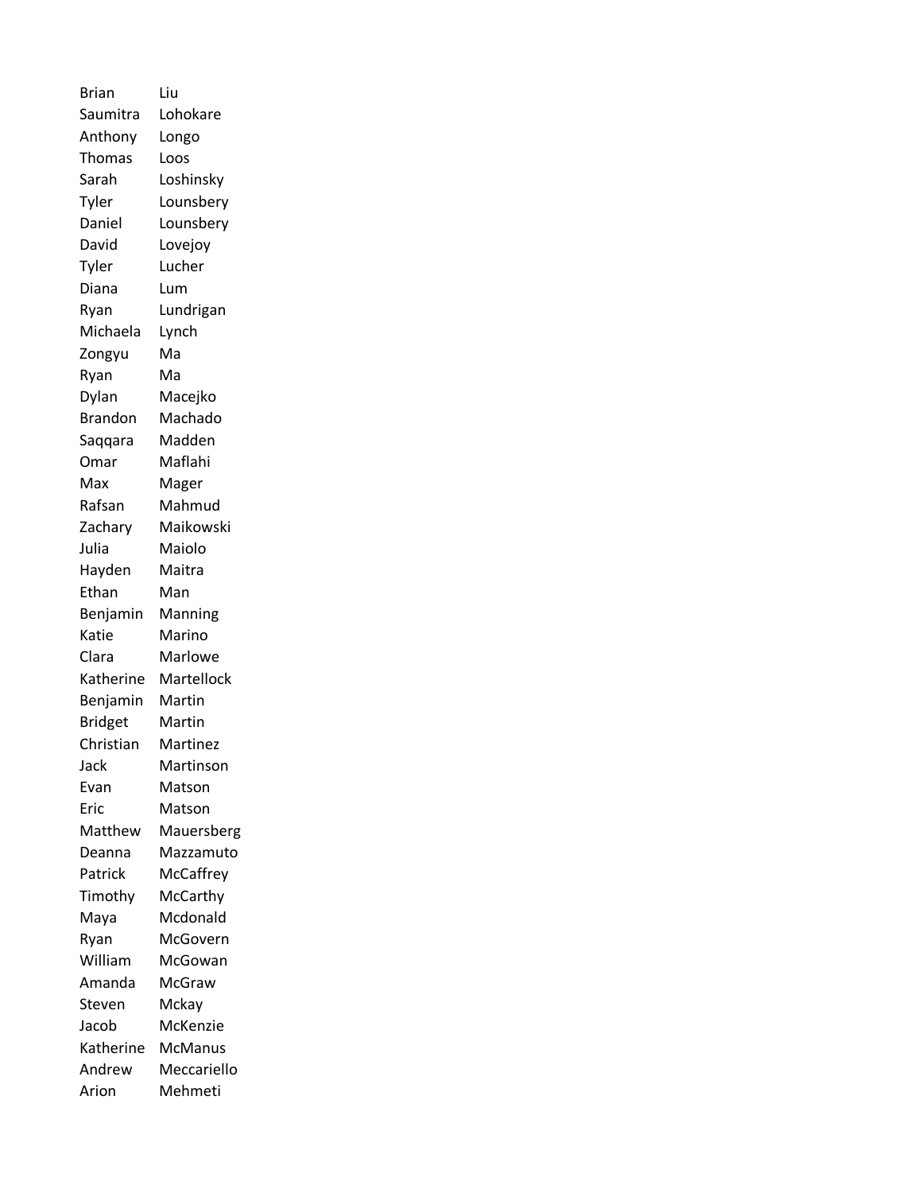| | |
|---|---|
| Brian | Liu |
| Saumitra | Lohokare |
| Anthony | Longo |
| Thomas | Loos |
| Sarah | Loshinsky |
| Tyler | Lounsbery |
| Daniel | Lounsbery |
| David | Lovejoy |
| Tyler | Lucher |
| Diana | Lum |
| Ryan | Lundrigan |
| Michaela | Lynch |
| Zongyu | Ma |
| Ryan | Ma |
| Dylan | Macejko |
| Brandon | Machado |
| Saqqara | Madden |
| Omar | Maflahi |
| Max | Mager |
| Rafsan | Mahmud |
| Zachary | Maikowski |
| Julia | Maiolo |
| Hayden | Maitra |
| Ethan | Man |
| Benjamin | Manning |
| Katie | Marino |
| Clara | Marlowe |
| Katherine | Martellock |
| Benjamin | Martin |
| Bridget | Martin |
| Christian | Martinez |
| Jack | Martinson |
| Evan | Matson |
| Eric | Matson |
| Matthew | Mauersberg |
| Deanna | Mazzamuto |
| Patrick | McCaffrey |
| Timothy | McCarthy |
| Maya | Mcdonald |
| Ryan | McGovern |
| William | McGowan |
| Amanda | McGraw |
| Steven | Mckay |
| Jacob | McKenzie |
| Katherine | McManus |
| Andrew | Meccariello |
| Arion | Mehmeti |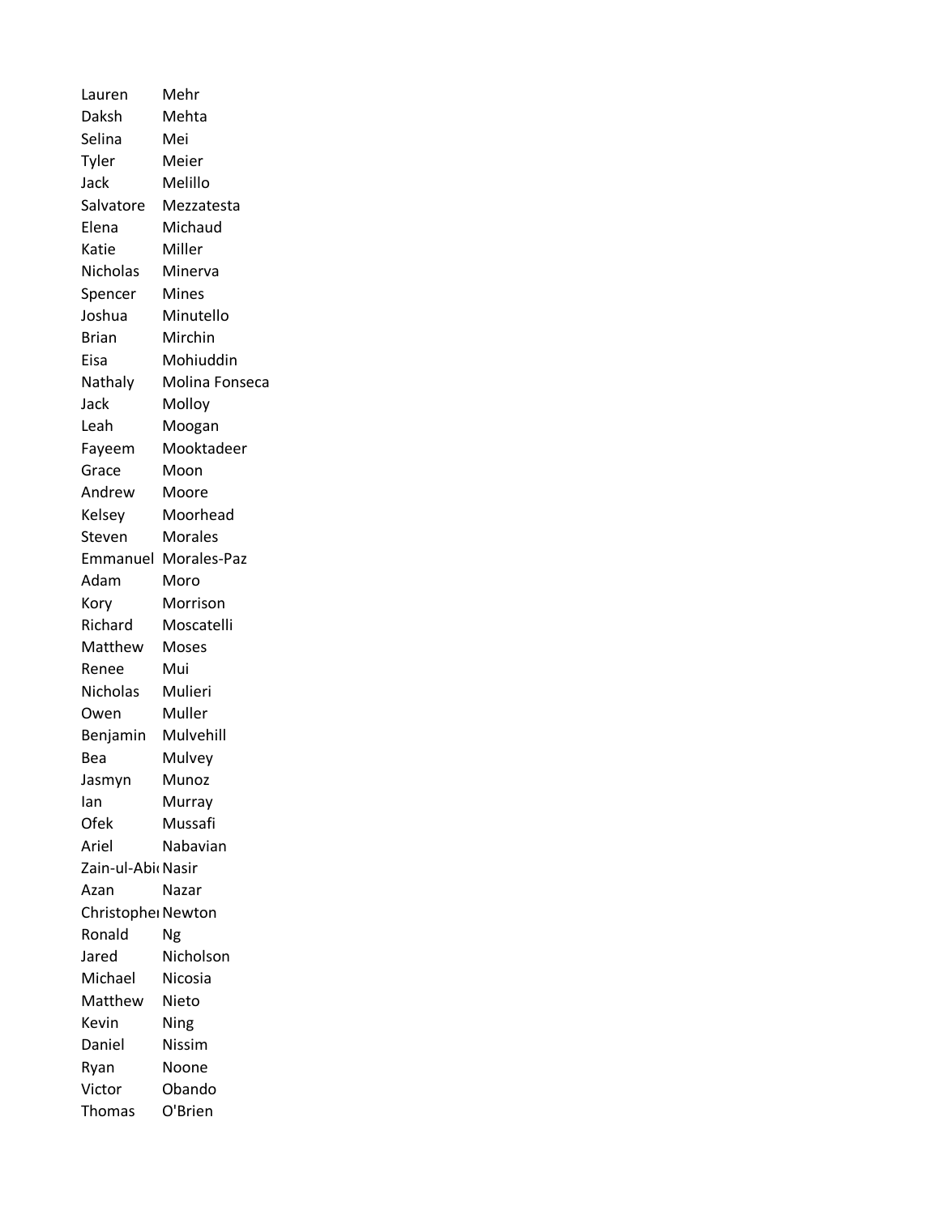| | |
|---|---|
| Lauren | Mehr |
| Daksh | Mehta |
| Selina | Mei |
| Tyler | Meier |
| Jack | Melillo |
| Salvatore | Mezzatesta |
| Elena | Michaud |
| Katie | Miller |
| Nicholas | Minerva |
| Spencer | Mines |
| Joshua | Minutello |
| Brian | Mirchin |
| Eisa | Mohiuddin |
| Nathaly | Molina Fonseca |
| Jack | Molloy |
| Leah | Moogan |
| Fayeem | Mooktadeer |
| Grace | Moon |
| Andrew | Moore |
| Kelsey | Moorhead |
| Steven | Morales |
| Emmanuel | Morales-Paz |
| Adam | Moro |
| Kory | Morrison |
| Richard | Moscatelli |
| Matthew | Moses |
| Renee | Mui |
| Nicholas | Mulieri |
| Owen | Muller |
| Benjamin | Mulvehill |
| Bea | Mulvey |
| Jasmyn | Munoz |
| Ian | Murray |
| Ofek | Mussafi |
| Ariel | Nabavian |
| Zain-ul-Abi | Nasir |
| Azan | Nazar |
| Christopher | Newton |
| Ronald | Ng |
| Jared | Nicholson |
| Michael | Nicosia |
| Matthew | Nieto |
| Kevin | Ning |
| Daniel | Nissim |
| Ryan | Noone |
| Victor | Obando |
| Thomas | O'Brien |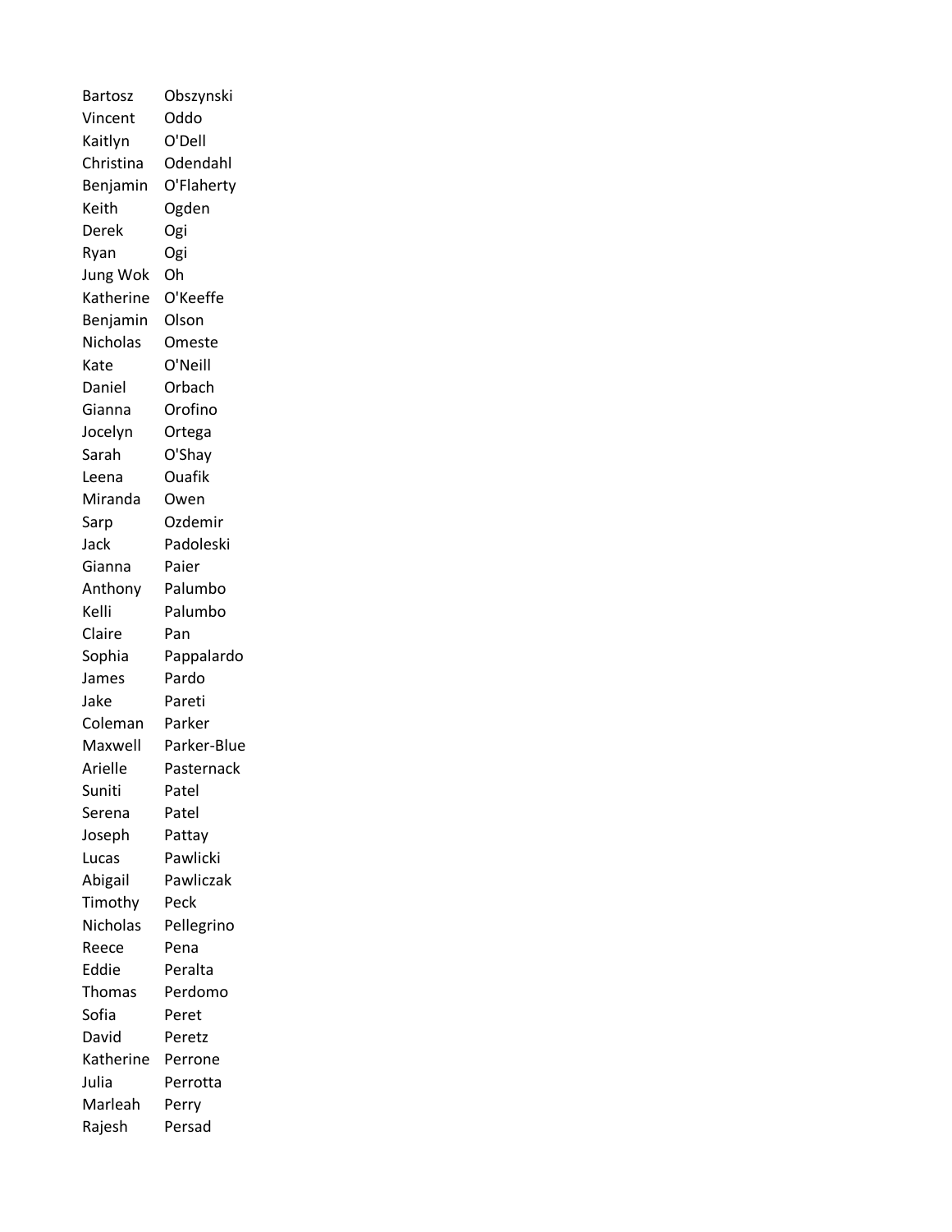| | |
|---|---|
| Bartosz | Obszynski |
| Vincent | Oddo |
| Kaitlyn | O'Dell |
| Christina | Odendahl |
| Benjamin | O'Flaherty |
| Keith | Ogden |
| Derek | Ogi |
| Ryan | Ogi |
| Jung Wok | Oh |
| Katherine | O'Keeffe |
| Benjamin | Olson |
| Nicholas | Omeste |
| Kate | O'Neill |
| Daniel | Orbach |
| Gianna | Orofino |
| Jocelyn | Ortega |
| Sarah | O'Shay |
| Leena | Ouafik |
| Miranda | Owen |
| Sarp | Ozdemir |
| Jack | Padoleski |
| Gianna | Paier |
| Anthony | Palumbo |
| Kelli | Palumbo |
| Claire | Pan |
| Sophia | Pappalardo |
| James | Pardo |
| Jake | Pareti |
| Coleman | Parker |
| Maxwell | Parker-Blue |
| Arielle | Pasternack |
| Suniti | Patel |
| Serena | Patel |
| Joseph | Pattay |
| Lucas | Pawlicki |
| Abigail | Pawliczak |
| Timothy | Peck |
| Nicholas | Pellegrino |
| Reece | Pena |
| Eddie | Peralta |
| Thomas | Perdomo |
| Sofia | Peret |
| David | Peretz |
| Katherine | Perrone |
| Julia | Perrotta |
| Marleah | Perry |
| Rajesh | Persad |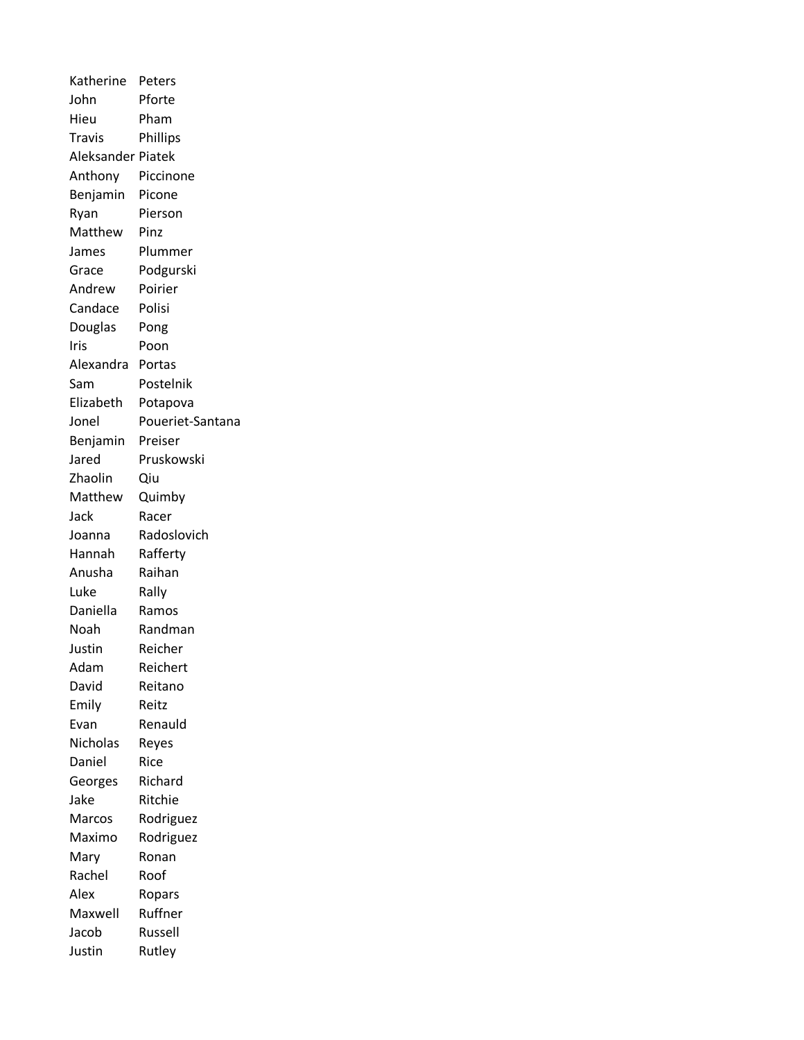| | |
|---|---|
| Katherine | Peters |
| John | Pforte |
| Hieu | Pham |
| Travis | Phillips |
| Aleksander | Piatek |
| Anthony | Piccinone |
| Benjamin | Picone |
| Ryan | Pierson |
| Matthew | Pinz |
| James | Plummer |
| Grace | Podgurski |
| Andrew | Poirier |
| Candace | Polisi |
| Douglas | Pong |
| Iris | Poon |
| Alexandra | Portas |
| Sam | Postelnik |
| Elizabeth | Potapova |
| Jonel | Poueriet-Santana |
| Benjamin | Preiser |
| Jared | Pruskowski |
| Zhaolin | Qiu |
| Matthew | Quimby |
| Jack | Racer |
| Joanna | Radoslovich |
| Hannah | Rafferty |
| Anusha | Raihan |
| Luke | Rally |
| Daniella | Ramos |
| Noah | Randman |
| Justin | Reicher |
| Adam | Reichert |
| David | Reitano |
| Emily | Reitz |
| Evan | Renauld |
| Nicholas | Reyes |
| Daniel | Rice |
| Georges | Richard |
| Jake | Ritchie |
| Marcos | Rodriguez |
| Maximo | Rodriguez |
| Mary | Ronan |
| Rachel | Roof |
| Alex | Ropars |
| Maxwell | Ruffner |
| Jacob | Russell |
| Justin | Rutley |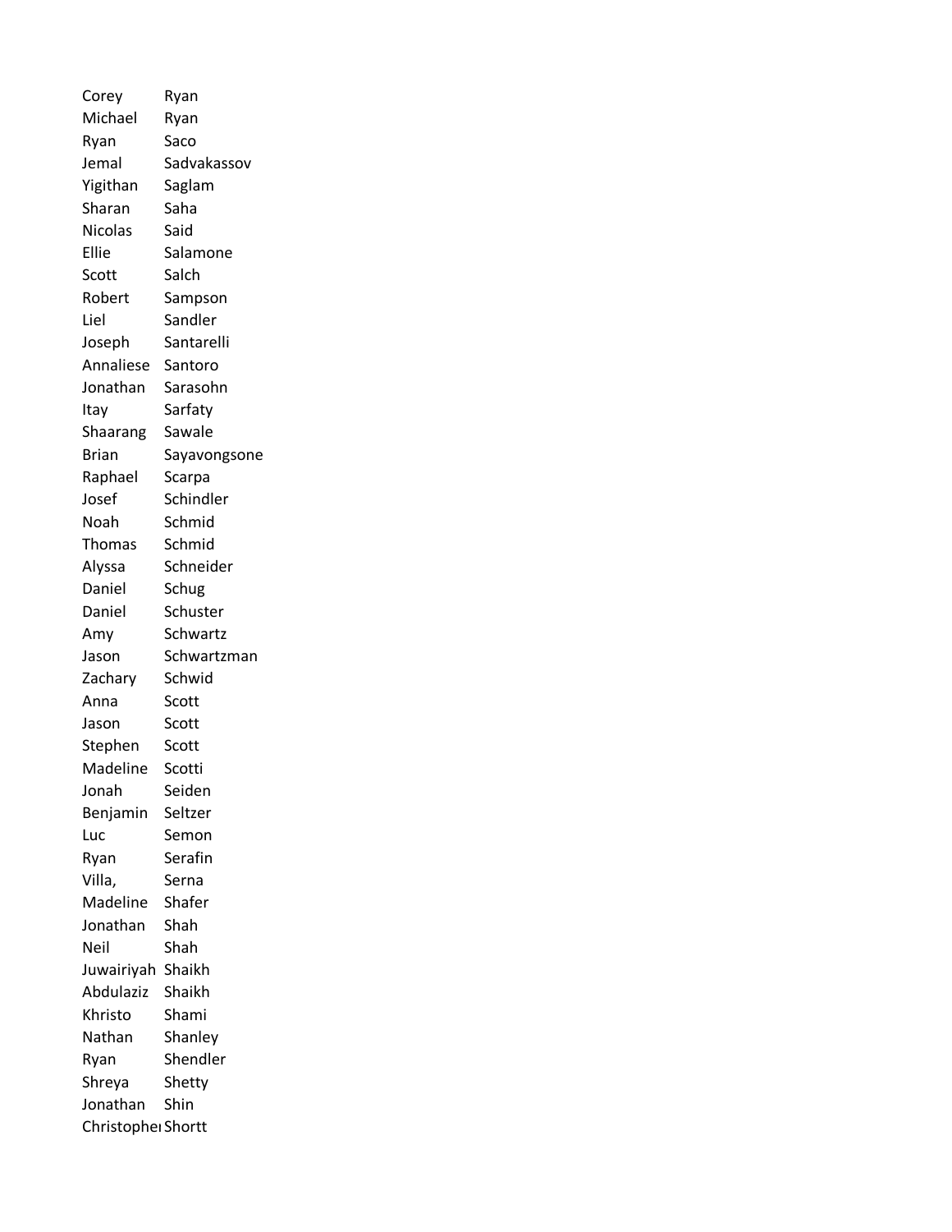| | |
|---|---|
| Corey | Ryan |
| Michael | Ryan |
| Ryan | Saco |
| Jemal | Sadvakassov |
| Yigithan | Saglam |
| Sharan | Saha |
| Nicolas | Said |
| Ellie | Salamone |
| Scott | Salch |
| Robert | Sampson |
| Liel | Sandler |
| Joseph | Santarelli |
| Annaliese | Santoro |
| Jonathan | Sarasohn |
| Itay | Sarfaty |
| Shaarang | Sawale |
| Brian | Sayavongsone |
| Raphael | Scarpa |
| Josef | Schindler |
| Noah | Schmid |
| Thomas | Schmid |
| Alyssa | Schneider |
| Daniel | Schug |
| Daniel | Schuster |
| Amy | Schwartz |
| Jason | Schwartzman |
| Zachary | Schwid |
| Anna | Scott |
| Jason | Scott |
| Stephen | Scott |
| Madeline | Scotti |
| Jonah | Seiden |
| Benjamin | Seltzer |
| Luc | Semon |
| Ryan | Serafin |
| Villa, | Serna |
| Madeline | Shafer |
| Jonathan | Shah |
| Neil | Shah |
| Juwairiyah | Shaikh |
| Abdulaziz | Shaikh |
| Khristo | Shami |
| Nathan | Shanley |
| Ryan | Shendler |
| Shreya | Shetty |
| Jonathan | Shin |
| Christopher | Shortt |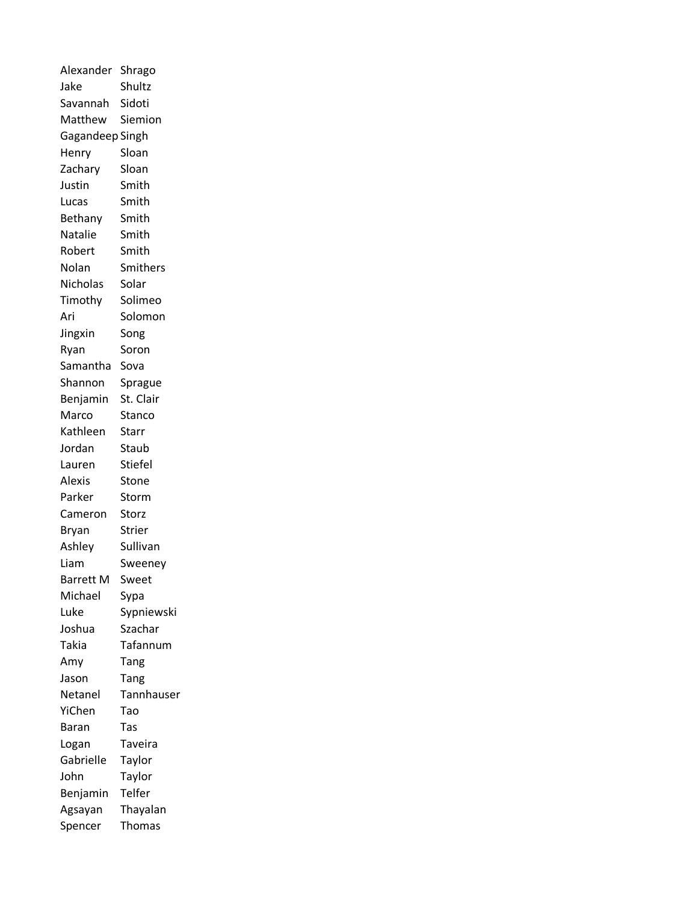| | |
|---|---|
| Alexander | Shrago |
| Jake | Shultz |
| Savannah | Sidoti |
| Matthew | Siemion |
| Gagandeep | Singh |
| Henry | Sloan |
| Zachary | Sloan |
| Justin | Smith |
| Lucas | Smith |
| Bethany | Smith |
| Natalie | Smith |
| Robert | Smith |
| Nolan | Smithers |
| Nicholas | Solar |
| Timothy | Solimeo |
| Ari | Solomon |
| Jingxin | Song |
| Ryan | Soron |
| Samantha | Sova |
| Shannon | Sprague |
| Benjamin | St. Clair |
| Marco | Stanco |
| Kathleen | Starr |
| Jordan | Staub |
| Lauren | Stiefel |
| Alexis | Stone |
| Parker | Storm |
| Cameron | Storz |
| Bryan | Strier |
| Ashley | Sullivan |
| Liam | Sweeney |
| Barrett M | Sweet |
| Michael | Sypa |
| Luke | Sypniewski |
| Joshua | Szachar |
| Takia | Tafannum |
| Amy | Tang |
| Jason | Tang |
| Netanel | Tannhauser |
| YiChen | Tao |
| Baran | Tas |
| Logan | Taveira |
| Gabrielle | Taylor |
| John | Taylor |
| Benjamin | Telfer |
| Agsayan | Thayalan |
| Spencer | Thomas |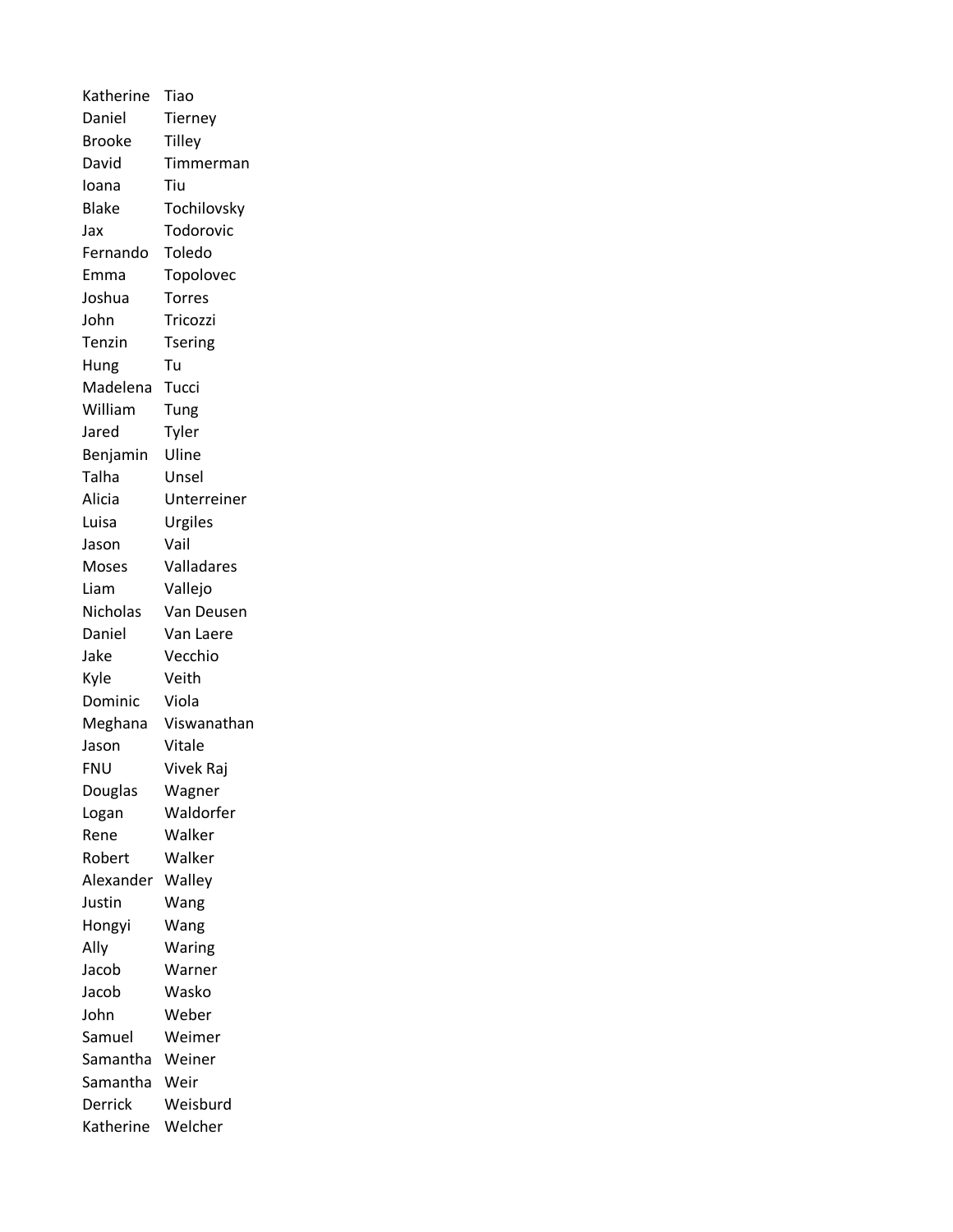| | |
|---|---|
| Katherine | Tiao |
| Daniel | Tierney |
| Brooke | Tilley |
| David | Timmerman |
| Ioana | Tiu |
| Blake | Tochilovsky |
| Jax | Todorovic |
| Fernando | Toledo |
| Emma | Topolovec |
| Joshua | Torres |
| John | Tricozzi |
| Tenzin | Tsering |
| Hung | Tu |
| Madelena | Tucci |
| William | Tung |
| Jared | Tyler |
| Benjamin | Uline |
| Talha | Unsel |
| Alicia | Unterreiner |
| Luisa | Urgiles |
| Jason | Vail |
| Moses | Valladares |
| Liam | Vallejo |
| Nicholas | Van Deusen |
| Daniel | Van Laere |
| Jake | Vecchio |
| Kyle | Veith |
| Dominic | Viola |
| Meghana | Viswanathan |
| Jason | Vitale |
| FNU | Vivek Raj |
| Douglas | Wagner |
| Logan | Waldorfer |
| Rene | Walker |
| Robert | Walker |
| Alexander | Walley |
| Justin | Wang |
| Hongyi | Wang |
| Ally | Waring |
| Jacob | Warner |
| Jacob | Wasko |
| John | Weber |
| Samuel | Weimer |
| Samantha | Weiner |
| Samantha | Weir |
| Derrick | Weisburd |
| Katherine | Welcher |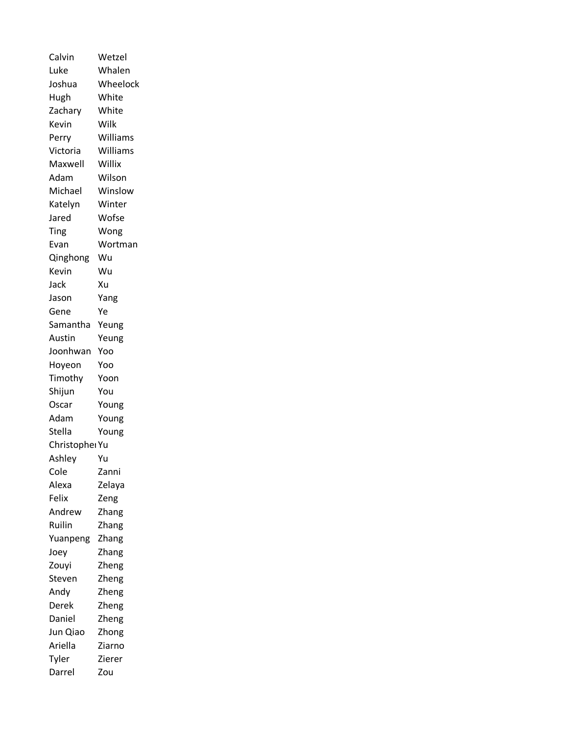| | |
|---|---|
| Calvin | Wetzel |
| Luke | Whalen |
| Joshua | Wheelock |
| Hugh | White |
| Zachary | White |
| Kevin | Wilk |
| Perry | Williams |
| Victoria | Williams |
| Maxwell | Willix |
| Adam | Wilson |
| Michael | Winslow |
| Katelyn | Winter |
| Jared | Wofse |
| Ting | Wong |
| Evan | Wortman |
| Qinghong | Wu |
| Kevin | Wu |
| Jack | Xu |
| Jason | Yang |
| Gene | Ye |
| Samantha | Yeung |
| Austin | Yeung |
| Joonhwan | Yoo |
| Hoyeon | Yoo |
| Timothy | Yoon |
| Shijun | You |
| Oscar | Young |
| Adam | Young |
| Stella | Young |
| Christopher | Yu |
| Ashley | Yu |
| Cole | Zanni |
| Alexa | Zelaya |
| Felix | Zeng |
| Andrew | Zhang |
| Ruilin | Zhang |
| Yuanpeng | Zhang |
| Joey | Zhang |
| Zouyi | Zheng |
| Steven | Zheng |
| Andy | Zheng |
| Derek | Zheng |
| Daniel | Zheng |
| Jun Qiao | Zhong |
| Ariella | Ziarno |
| Tyler | Zierer |
| Darrel | Zou |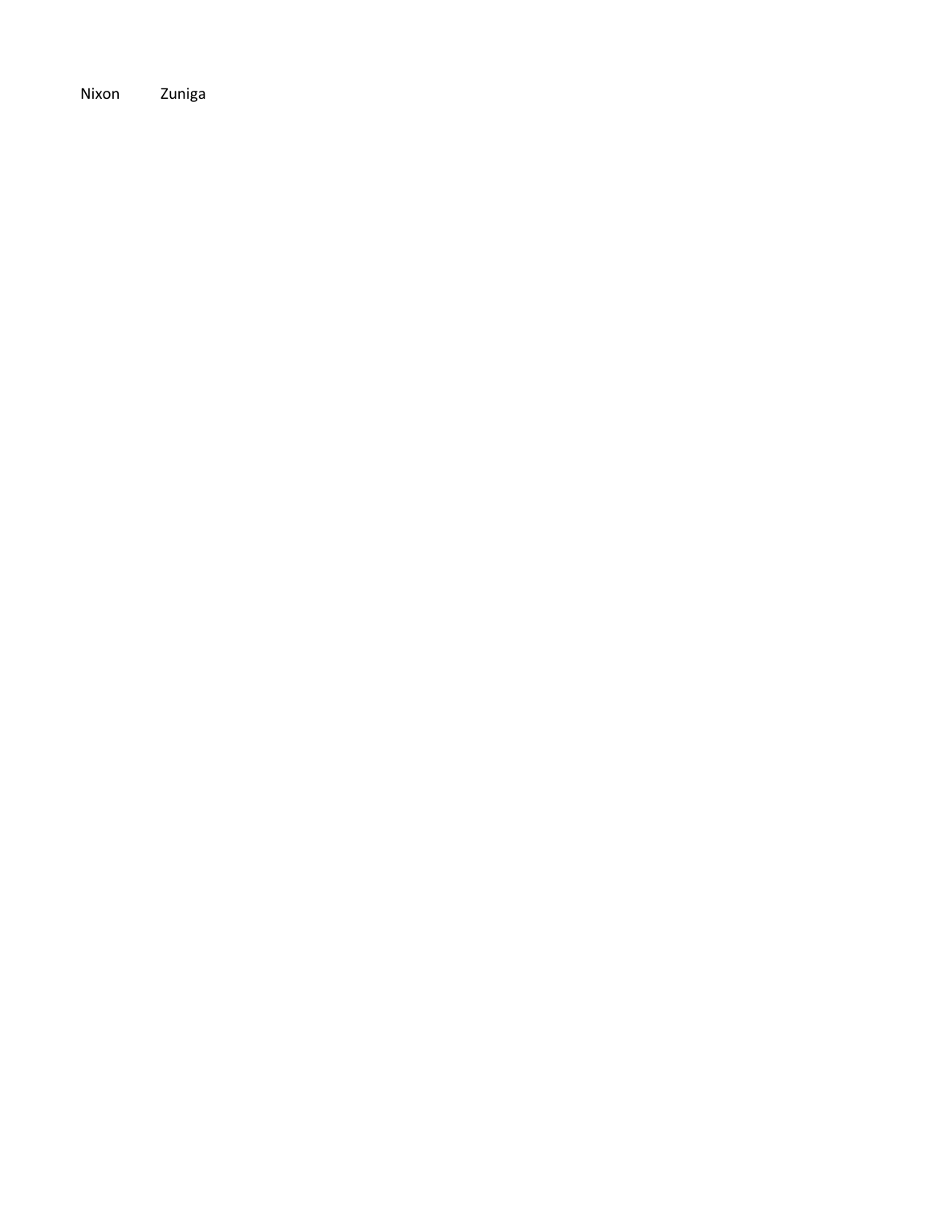Nixon Zuniga